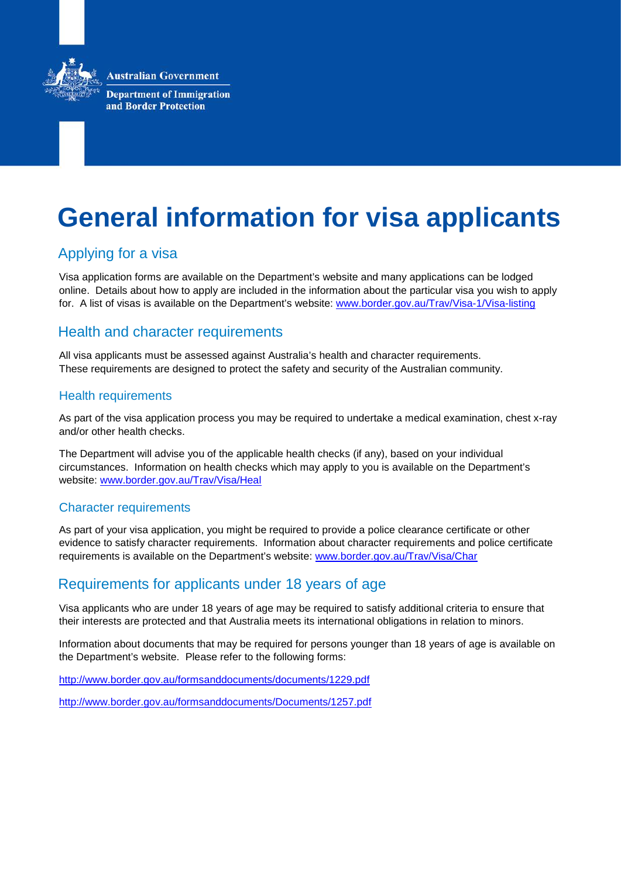Australian Government

Department of Immigration and Border Protection

# General information for visa applicants

## Applying for a visa

Visa application forms are available on the Department's website and many applications can be lodged online. Details about how to apply are included in the information about the particular visa you wish to apply for. A list of visas is available on the Department's website: www.border.gov.au/Trav/Visa-1/Visa-listing

## Health and character requirements

All visa applicants must be assessed against Australia's health and character requirements. These requirements are designed to protect the safety and security of the Australian community.

### Health requirements

As part of the visa application process you may be required to undertake a medical examination, chest x-ray and/or other health checks.

The Department will advise you of the applicable health checks (if any), based on your individual circumstances. Information on health checks which may apply to you is available on the Department's website: www.border.gov.au/Trav/Visa/Heal

### Character requirements

As part of your visa application, you might be required to provide a police clearance certificate or other evidence to satisfy character requirements. Information about character requirements and police certificate requirements is available on the Department's website: www.border.gov.au/Trav/Visa/Char

## Requirements for applicants under 18 years of age

Visa applicants who are under 18 years of age may be required to satisfy additional criteria to ensure that their interests are protected and that Australia meets its international obligations in relation to minors.

Information about documents that may be required for persons younger than 18 years of age is available on the Department's website. Please refer to the following forms:

http://www.border.gov.au/formsanddocuments/documents/1229.pdf

http://www.border.gov.au/formsanddocuments/Documents/1257.pdf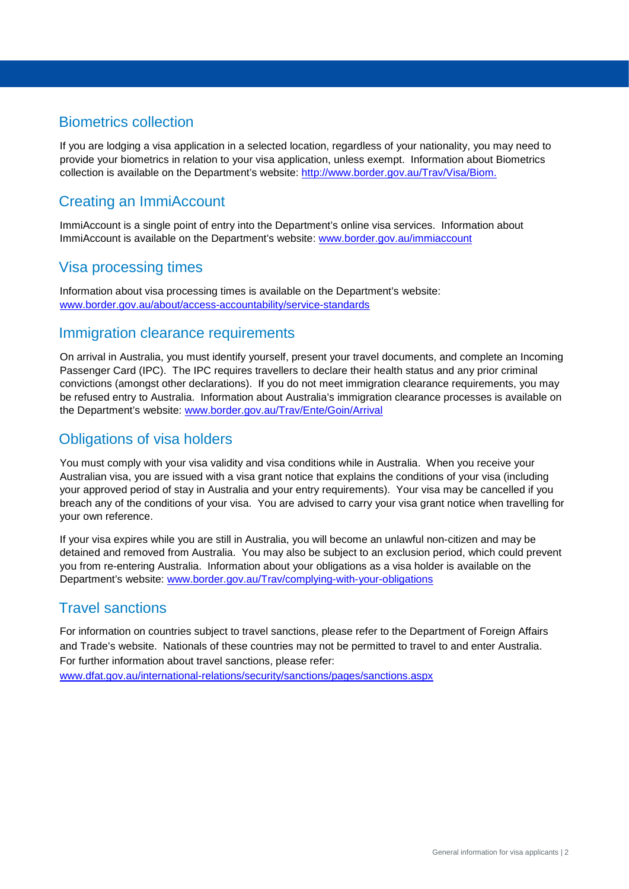## Biometrics collection

If you are lodging a visa application in a selected location, regardless of your nationality, you may need to provide your biometrics in relation to your visa application, unless exempt. Information about Biometrics collection is available on the Department's website: http://www.border.gov.au/Trav/Visa/Biom.

## Creating an ImmiAccount

ImmiAccount is a single point of entry into the Department's online visa services. Information about ImmiAccount is available on the Department's website: www.border.gov.au/immiaccount

## Visa processing times

Information about visa processing times is available on the Department's website: www.border.gov.au/about/access-accountability/service-standards

## Immigration clearance requirements

On arrival in Australia, you must identify yourself, present your travel documents, and complete an Incoming Passenger Card (IPC). The IPC requires travellers to declare their health status and any prior criminal convictions (amongst other declarations). If you do not meet immigration clearance requirements, you may be refused entry to Australia. Information about Australia's immigration clearance processes is available on the Department's website: www.border.gov.au/Trav/Ente/Goin/Arrival

## Obligations of visa holders

You must comply with your visa validity and visa conditions while in Australia. When you receive your Australian visa, you are issued with a visa grant notice that explains the conditions of your visa (including your approved period of stay in Australia and your entry requirements). Your visa may be cancelled if you breach any of the conditions of your visa. You are advised to carry your visa grant notice when travelling for your own reference.

If your visa expires while you are still in Australia, you will become an unlawful non-citizen and may be detained and removed from Australia. You may also be subject to an exclusion period, which could prevent you from re-entering Australia. Information about your obligations as a visa holder is available on the Department's website: www.border.gov.au/Trav/complying-with-your-obligations

## Travel sanctions

For information on countries subject to travel sanctions, please refer to the Department of Foreign Affairs and Trade's website. Nationals of these countries may not be permitted to travel to and enter Australia. For further information about travel sanctions, please refer: www.dfat.gov.au/international-relations/security/sanctions/pages/sanctions.aspx